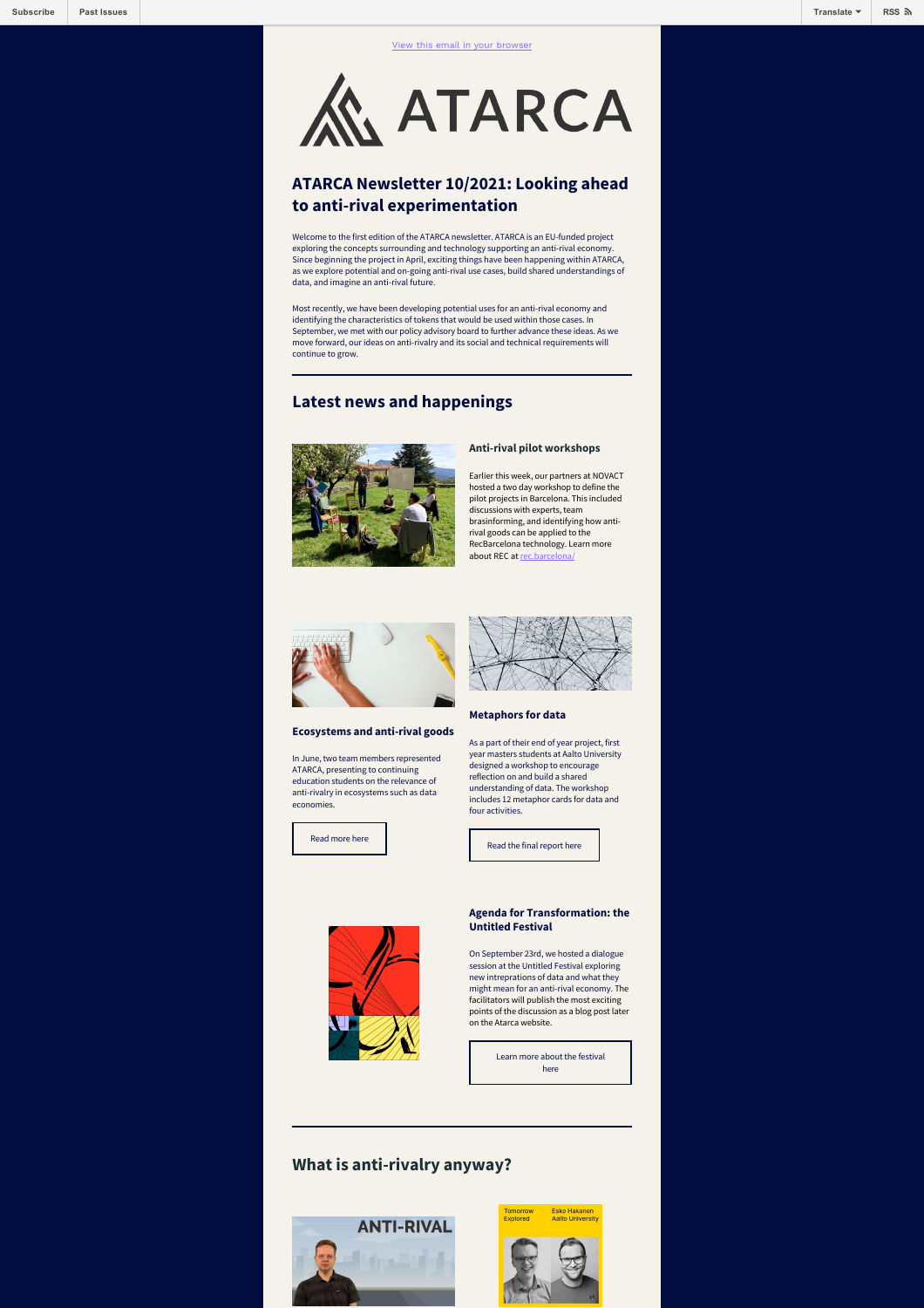Subscribe | Past Issues | Translate | RSS

View this email in your browser

# ATARCA

## ATARCA Newsletter 10/2021: Looking ahead to anti-rival experimentation

Welcome to the first edition of the ATARCA newsletter. ATARCA is an EU-funded project exploring the concepts surrounding and technology supporting an anti-rival economy. Since beginning the project in April, exciting things have been happening within ATARCA, as we explore potential and on-going anti-rival use cases, build shared understandings of data, and imagine an anti-rival future.

Most recently, we have been developing potential uses for an anti-rival economy and identifying the characteristics of tokens that would be used within those cases. In September, we met with our policy advisory board to further advance these ideas. As we move forward, our ideas on anti-rivalry and its social and technical requirements will continue to grow.

---

## Latest news and happenings

### Anti-rival pilot workshops

Earlier this week, our partners at NOVACT hosted a two day workshop to define the pilot projects in Barcelona. This included discussions with experts, team brasinforming, and identifying how anti-rival goods can be applied to the RecBarcelona technology. Learn more about REC at rec.barcelona/

### Ecosystems and anti-rival goods

In June, two team members represented ATARCA, presenting to continuing education students on the relevance of anti-rivalry in ecosystems such as data economies.

Read more here

### Metaphors for data

As a part of their end of year project, first year masters students at Aalto University designed a workshop to encourage reflection on and build a shared understanding of data. The workshop includes 12 metaphor cards for data and four activities.

Read the final report here

### Agenda for Transformation: the Untitled Festival

On September 23rd, we hosted a dialogue session at the Untitled Festival exploring new intreprations of data and what they might mean for an anti-rival economy. The facilitators will publish the most exciting points of the discussion as a blog post later on the Atarca website.

Learn more about the festival here

---

## What is anti-rivalry anyway?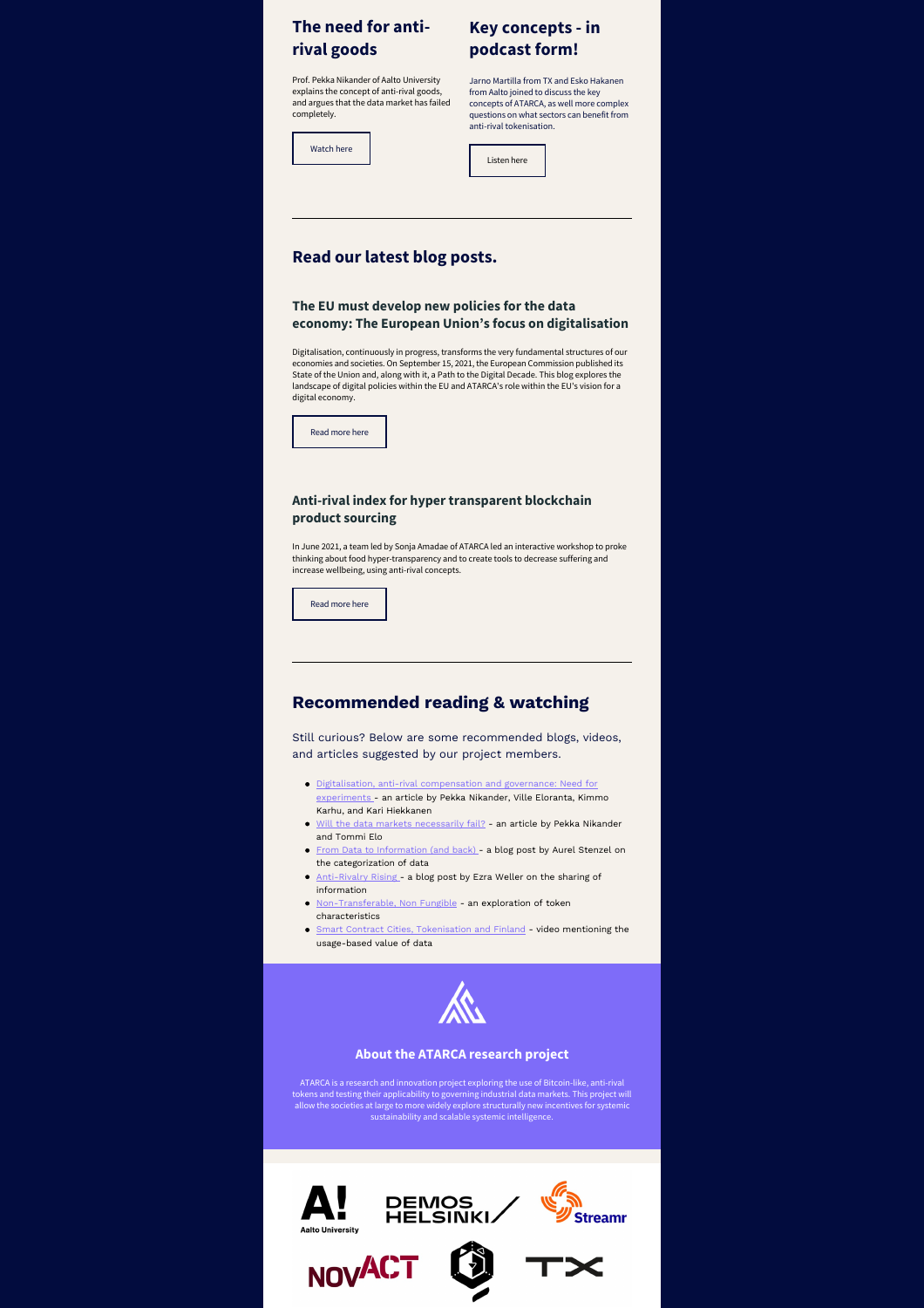## The need for anti-rival goods

Prof. Pekka Nikander of Aalto University explains the concept of anti-rival goods, and argues that the data market has failed completely.

Watch here

## Key concepts - in podcast form!

Jarno Martilla from TX and Esko Hakanen from Aalto joined to discuss the key concepts of ATARCA, as well more complex questions on what sectors can benefit from anti-rival tokenisation.

Listen here

---

## Read our latest blog posts.

### The EU must develop new policies for the data economy: The European Union's focus on digitalisation

Digitalisation, continuously in progress, transforms the very fundamental structures of our economies and societies. On September 15, 2021, the European Commission published its State of the Union and, along with it, a Path to the Digital Decade. This blog explores the landscape of digital policies within the EU and ATARCA's role within the EU's vision for a digital economy.

Read more here

### Anti-rival index for hyper transparent blockchain product sourcing

In June 2021, a team led by Sonja Amadae of ATARCA led an interactive workshop to proke thinking about food hyper-transparency and to create tools to decrease suffering and increase wellbeing, using anti-rival concepts.

Read more here

---

## Recommended reading & watching

Still curious? Below are some recommended blogs, videos, and articles suggested by our project members.

- Digitalisation, anti-rival compensation and governance: Need for experiments - an article by Pekka Nikander, Ville Eloranta, Kimmo Karhu, and Kari Hiekkanen
- Will the data markets necessarily fail? - an article by Pekka Nikander and Tommi Elo
- From Data to Information (and back) - a blog post by Aurel Stenzel on the categorization of data
- Anti-Rivalry Rising - a blog post by Ezra Weller on the sharing of information
- Non-Transferable, Non Fungible - an exploration of token characteristics
- Smart Contract Cities, Tokenisation and Finland - video mentioning the usage-based value of data

## About the ATARCA research project

ATARCA is a research and innovation project exploring the use of Bitcoin-like, anti-rival tokens and testing their applicability to governing industrial data markets. This project will allow the societies at large to more widely explore structurally new incentives for systemic sustainability and scalable systemic intelligence.

Aalto University

DEMOS HELSINKI

Streamr

NOVACT

TX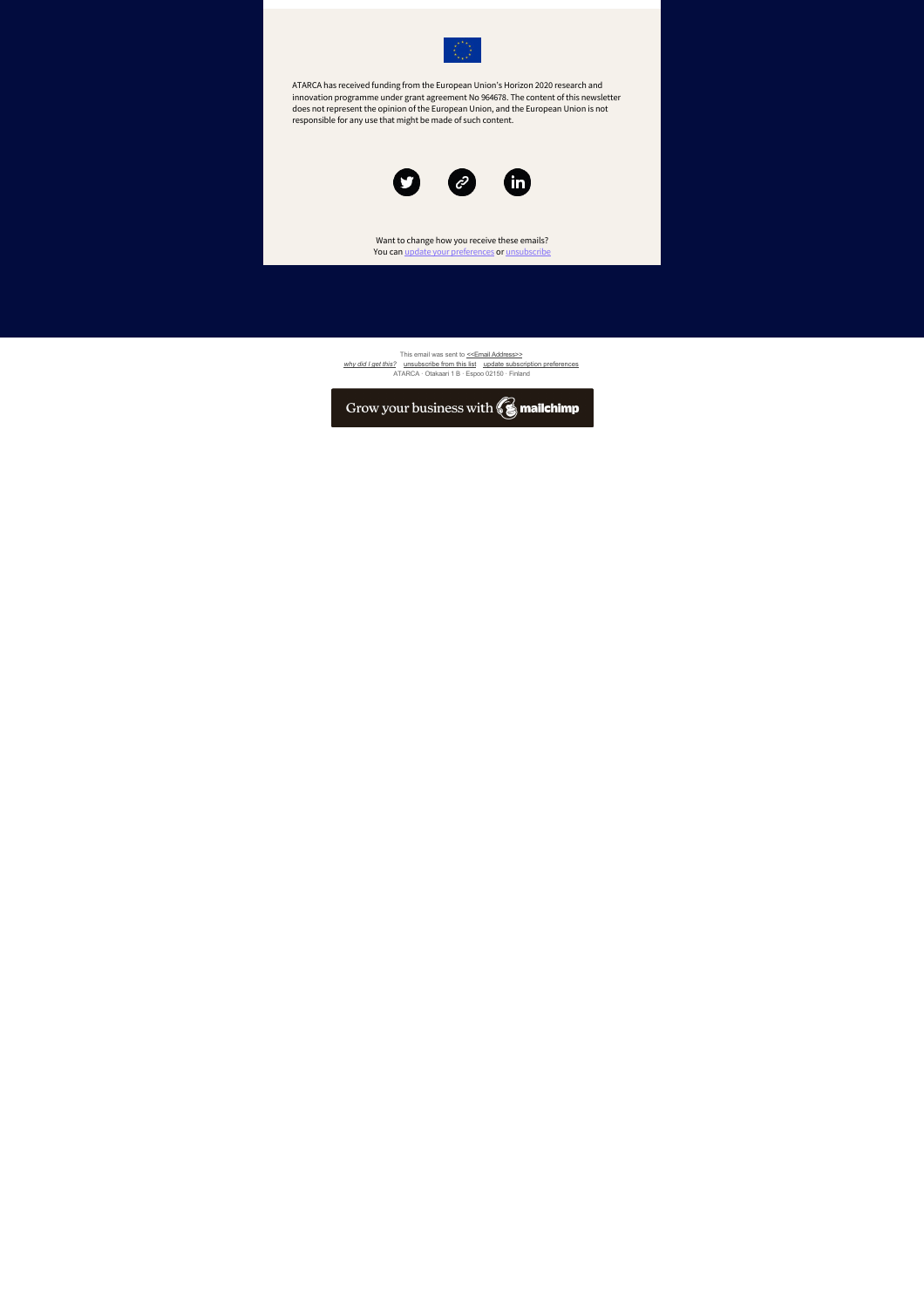ATARCA has received funding from the European Union's Horizon 2020 research and innovation programme under grant agreement No 964678. The content of this newsletter does not represent the opinion of the European Union, and the European Union is not responsible for any use that might be made of such content.

Want to change how you receive these emails?
You can update your preferences or unsubscribe

This email was sent to <<Email Address>>
*why did I get this?* unsubscribe from this list update subscription preferences
ATARCA · Otakaari 1 B · Espoo 02150 · Finland

Grow your business with mailchimp